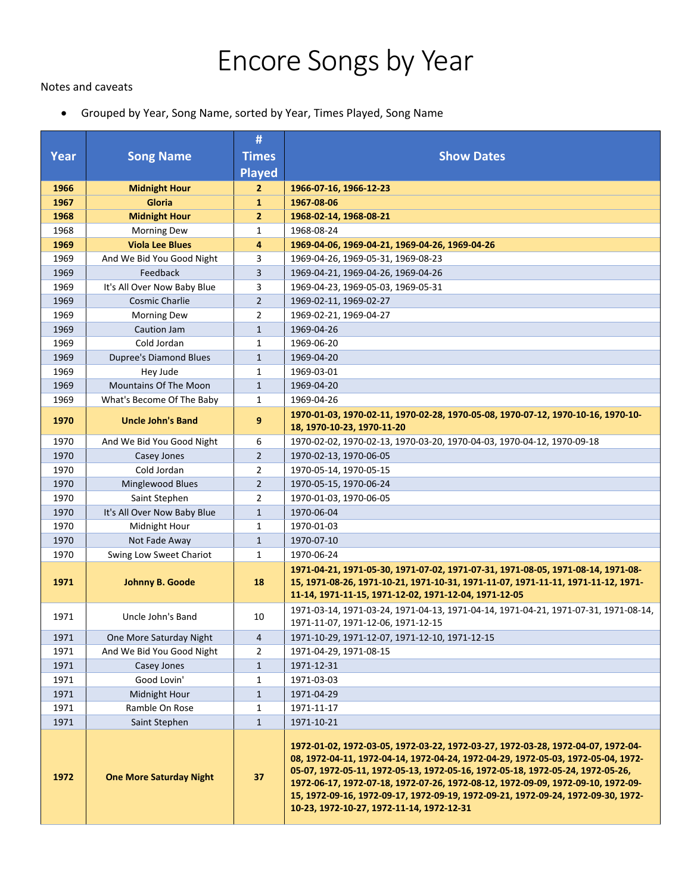# Encore Songs by Year

Notes and caveats

- Grouped by Year, Song Name, sorted by Year, Times Played, Song Name

| Year | Song Name | # Times Played | Show Dates |
|---|---|---|---|
| **1966** | **Midnight Hour** | **2** | **1966-07-16, 1966-12-23** |
| **1967** | **Gloria** | **1** | **1967-08-06** |
| **1968** | **Midnight Hour** | **2** | **1968-02-14, 1968-08-21** |
| 1968 | Morning Dew | 1 | 1968-08-24 |
| **1969** | **Viola Lee Blues** | **4** | **1969-04-06, 1969-04-21, 1969-04-26, 1969-04-26** |
| 1969 | And We Bid You Good Night | 3 | 1969-04-26, 1969-05-31, 1969-08-23 |
| 1969 | Feedback | 3 | 1969-04-21, 1969-04-26, 1969-04-26 |
| 1969 | It's All Over Now Baby Blue | 3 | 1969-04-23, 1969-05-03, 1969-05-31 |
| 1969 | Cosmic Charlie | 2 | 1969-02-11, 1969-02-27 |
| 1969 | Morning Dew | 2 | 1969-02-21, 1969-04-27 |
| 1969 | Caution Jam | 1 | 1969-04-26 |
| 1969 | Cold Jordan | 1 | 1969-06-20 |
| 1969 | Dupree's Diamond Blues | 1 | 1969-04-20 |
| 1969 | Hey Jude | 1 | 1969-03-01 |
| 1969 | Mountains Of The Moon | 1 | 1969-04-20 |
| 1969 | What's Become Of The Baby | 1 | 1969-04-26 |
| **1970** | **Uncle John's Band** | **9** | **1970-01-03, 1970-02-11, 1970-02-28, 1970-05-08, 1970-07-12, 1970-10-16, 1970-10-18, 1970-10-23, 1970-11-20** |
| 1970 | And We Bid You Good Night | 6 | 1970-02-02, 1970-02-13, 1970-03-20, 1970-04-03, 1970-04-12, 1970-09-18 |
| 1970 | Casey Jones | 2 | 1970-02-13, 1970-06-05 |
| 1970 | Cold Jordan | 2 | 1970-05-14, 1970-05-15 |
| 1970 | Minglewood Blues | 2 | 1970-05-15, 1970-06-24 |
| 1970 | Saint Stephen | 2 | 1970-01-03, 1970-06-05 |
| 1970 | It's All Over Now Baby Blue | 1 | 1970-06-04 |
| 1970 | Midnight Hour | 1 | 1970-01-03 |
| 1970 | Not Fade Away | 1 | 1970-07-10 |
| 1970 | Swing Low Sweet Chariot | 1 | 1970-06-24 |
| **1971** | **Johnny B. Goode** | **18** | **1971-04-21, 1971-05-30, 1971-07-02, 1971-07-31, 1971-08-05, 1971-08-14, 1971-08-15, 1971-08-26, 1971-10-21, 1971-10-31, 1971-11-07, 1971-11-11, 1971-11-12, 1971-11-14, 1971-11-15, 1971-12-02, 1971-12-04, 1971-12-05** |
| 1971 | Uncle John's Band | 10 | 1971-03-14, 1971-03-24, 1971-04-13, 1971-04-14, 1971-04-21, 1971-07-31, 1971-08-14, 1971-11-07, 1971-12-06, 1971-12-15 |
| 1971 | One More Saturday Night | 4 | 1971-10-29, 1971-12-07, 1971-12-10, 1971-12-15 |
| 1971 | And We Bid You Good Night | 2 | 1971-04-29, 1971-08-15 |
| 1971 | Casey Jones | 1 | 1971-12-31 |
| 1971 | Good Lovin' | 1 | 1971-03-03 |
| 1971 | Midnight Hour | 1 | 1971-04-29 |
| 1971 | Ramble On Rose | 1 | 1971-11-17 |
| 1971 | Saint Stephen | 1 | 1971-10-21 |
| **1972** | **One More Saturday Night** | **37** | **1972-01-02, 1972-03-05, 1972-03-22, 1972-03-27, 1972-03-28, 1972-04-07, 1972-04-08, 1972-04-11, 1972-04-14, 1972-04-24, 1972-04-29, 1972-05-03, 1972-05-04, 1972-05-07, 1972-05-11, 1972-05-13, 1972-05-16, 1972-05-18, 1972-05-24, 1972-05-26, 1972-06-17, 1972-07-18, 1972-07-26, 1972-08-12, 1972-09-09, 1972-09-10, 1972-09-15, 1972-09-16, 1972-09-17, 1972-09-19, 1972-09-21, 1972-09-24, 1972-09-30, 1972-10-23, 1972-10-27, 1972-11-14, 1972-12-31** |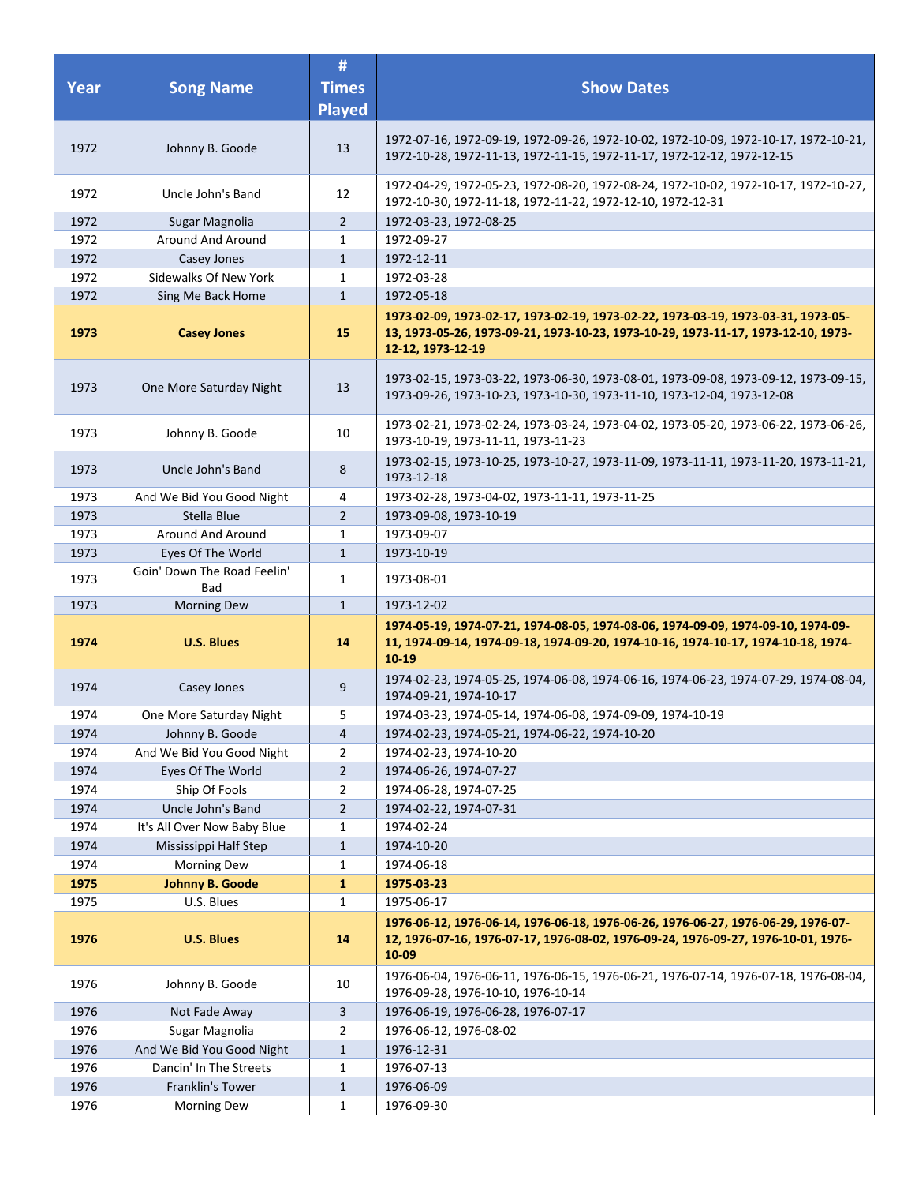| Year | Song Name | # Times Played | Show Dates |
|---|---|---|---|
| 1972 | Johnny B. Goode | 13 | 1972-07-16, 1972-09-19, 1972-09-26, 1972-10-02, 1972-10-09, 1972-10-17, 1972-10-21, 1972-10-28, 1972-11-13, 1972-11-15, 1972-11-17, 1972-12-12, 1972-12-15 |
| 1972 | Uncle John's Band | 12 | 1972-04-29, 1972-05-23, 1972-08-20, 1972-08-24, 1972-10-02, 1972-10-17, 1972-10-27, 1972-10-30, 1972-11-18, 1972-11-22, 1972-12-10, 1972-12-31 |
| 1972 | Sugar Magnolia | 2 | 1972-03-23, 1972-08-25 |
| 1972 | Around And Around | 1 | 1972-09-27 |
| 1972 | Casey Jones | 1 | 1972-12-11 |
| 1972 | Sidewalks Of New York | 1 | 1972-03-28 |
| 1972 | Sing Me Back Home | 1 | 1972-05-18 |
| **1973** | **Casey Jones** | **15** | **1973-02-09, 1973-02-17, 1973-02-19, 1973-02-22, 1973-03-19, 1973-03-31, 1973-05-13, 1973-05-26, 1973-09-21, 1973-10-23, 1973-10-29, 1973-11-17, 1973-12-10, 1973-12-12, 1973-12-19** |
| 1973 | One More Saturday Night | 13 | 1973-02-15, 1973-03-22, 1973-06-30, 1973-08-01, 1973-09-08, 1973-09-12, 1973-09-15, 1973-09-26, 1973-10-23, 1973-10-30, 1973-11-10, 1973-12-04, 1973-12-08 |
| 1973 | Johnny B. Goode | 10 | 1973-02-21, 1973-02-24, 1973-03-24, 1973-04-02, 1973-05-20, 1973-06-22, 1973-06-26, 1973-10-19, 1973-11-11, 1973-11-23 |
| 1973 | Uncle John's Band | 8 | 1973-02-15, 1973-10-25, 1973-10-27, 1973-11-09, 1973-11-11, 1973-11-20, 1973-11-21, 1973-12-18 |
| 1973 | And We Bid You Good Night | 4 | 1973-02-28, 1973-04-02, 1973-11-11, 1973-11-25 |
| 1973 | Stella Blue | 2 | 1973-09-08, 1973-10-19 |
| 1973 | Around And Around | 1 | 1973-09-07 |
| 1973 | Eyes Of The World | 1 | 1973-10-19 |
| 1973 | Goin' Down The Road Feelin' Bad | 1 | 1973-08-01 |
| 1973 | Morning Dew | 1 | 1973-12-02 |
| **1974** | **U.S. Blues** | **14** | **1974-05-19, 1974-07-21, 1974-08-05, 1974-08-06, 1974-09-09, 1974-09-10, 1974-09-11, 1974-09-14, 1974-09-18, 1974-09-20, 1974-10-16, 1974-10-17, 1974-10-18, 1974-10-19** |
| 1974 | Casey Jones | 9 | 1974-02-23, 1974-05-25, 1974-06-08, 1974-06-16, 1974-06-23, 1974-07-29, 1974-08-04, 1974-09-21, 1974-10-17 |
| 1974 | One More Saturday Night | 5 | 1974-03-23, 1974-05-14, 1974-06-08, 1974-09-09, 1974-10-19 |
| 1974 | Johnny B. Goode | 4 | 1974-02-23, 1974-05-21, 1974-06-22, 1974-10-20 |
| 1974 | And We Bid You Good Night | 2 | 1974-02-23, 1974-10-20 |
| 1974 | Eyes Of The World | 2 | 1974-06-26, 1974-07-27 |
| 1974 | Ship Of Fools | 2 | 1974-06-28, 1974-07-25 |
| 1974 | Uncle John's Band | 2 | 1974-02-22, 1974-07-31 |
| 1974 | It's All Over Now Baby Blue | 1 | 1974-02-24 |
| 1974 | Mississippi Half Step | 1 | 1974-10-20 |
| 1974 | Morning Dew | 1 | 1974-06-18 |
| **1975** | **Johnny B. Goode** | **1** | **1975-03-23** |
| 1975 | U.S. Blues | 1 | 1975-06-17 |
| **1976** | **U.S. Blues** | **14** | **1976-06-12, 1976-06-14, 1976-06-18, 1976-06-26, 1976-06-27, 1976-06-29, 1976-07-12, 1976-07-16, 1976-07-17, 1976-08-02, 1976-09-24, 1976-09-27, 1976-10-01, 1976-10-09** |
| 1976 | Johnny B. Goode | 10 | 1976-06-04, 1976-06-11, 1976-06-15, 1976-06-21, 1976-07-14, 1976-07-18, 1976-08-04, 1976-09-28, 1976-10-10, 1976-10-14 |
| 1976 | Not Fade Away | 3 | 1976-06-19, 1976-06-28, 1976-07-17 |
| 1976 | Sugar Magnolia | 2 | 1976-06-12, 1976-08-02 |
| 1976 | And We Bid You Good Night | 1 | 1976-12-31 |
| 1976 | Dancin' In The Streets | 1 | 1976-07-13 |
| 1976 | Franklin's Tower | 1 | 1976-06-09 |
| 1976 | Morning Dew | 1 | 1976-09-30 |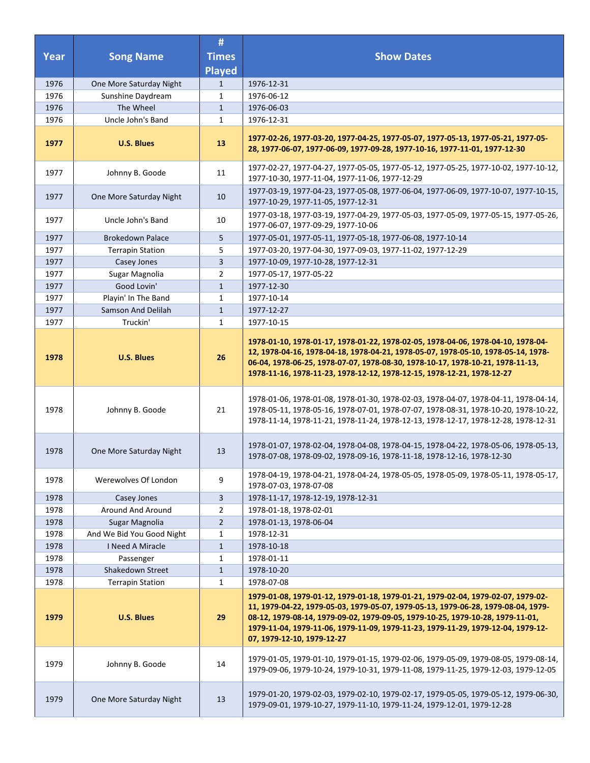| Year | Song Name | # Times Played | Show Dates |
|---|---|---|---|
| 1976 | One More Saturday Night | 1 | 1976-12-31 |
| 1976 | Sunshine Daydream | 1 | 1976-06-12 |
| 1976 | The Wheel | 1 | 1976-06-03 |
| 1976 | Uncle John's Band | 1 | 1976-12-31 |
| **1977** | **U.S. Blues** | **13** | **1977-02-26, 1977-03-20, 1977-04-25, 1977-05-07, 1977-05-13, 1977-05-21, 1977-05-28, 1977-06-07, 1977-06-09, 1977-09-28, 1977-10-16, 1977-11-01, 1977-12-30** |
| 1977 | Johnny B. Goode | 11 | 1977-02-27, 1977-04-27, 1977-05-05, 1977-05-12, 1977-05-25, 1977-10-02, 1977-10-12, 1977-10-30, 1977-11-04, 1977-11-06, 1977-12-29 |
| 1977 | One More Saturday Night | 10 | 1977-03-19, 1977-04-23, 1977-05-08, 1977-06-04, 1977-06-09, 1977-10-07, 1977-10-15, 1977-10-29, 1977-11-05, 1977-12-31 |
| 1977 | Uncle John's Band | 10 | 1977-03-18, 1977-03-19, 1977-04-29, 1977-05-03, 1977-05-09, 1977-05-15, 1977-05-26, 1977-06-07, 1977-09-29, 1977-10-06 |
| 1977 | Brokedown Palace | 5 | 1977-05-01, 1977-05-11, 1977-05-18, 1977-06-08, 1977-10-14 |
| 1977 | Terrapin Station | 5 | 1977-03-20, 1977-04-30, 1977-09-03, 1977-11-02, 1977-12-29 |
| 1977 | Casey Jones | 3 | 1977-10-09, 1977-10-28, 1977-12-31 |
| 1977 | Sugar Magnolia | 2 | 1977-05-17, 1977-05-22 |
| 1977 | Good Lovin' | 1 | 1977-12-30 |
| 1977 | Playin' In The Band | 1 | 1977-10-14 |
| 1977 | Samson And Delilah | 1 | 1977-12-27 |
| 1977 | Truckin' | 1 | 1977-10-15 |
| **1978** | **U.S. Blues** | **26** | **1978-01-10, 1978-01-17, 1978-01-22, 1978-02-05, 1978-04-06, 1978-04-10, 1978-04-12, 1978-04-16, 1978-04-18, 1978-04-21, 1978-05-07, 1978-05-10, 1978-05-14, 1978-06-04, 1978-06-25, 1978-07-07, 1978-08-30, 1978-10-17, 1978-10-21, 1978-11-13, 1978-11-16, 1978-11-23, 1978-12-12, 1978-12-15, 1978-12-21, 1978-12-27** |
| 1978 | Johnny B. Goode | 21 | 1978-01-06, 1978-01-08, 1978-01-30, 1978-02-03, 1978-04-07, 1978-04-11, 1978-04-14, 1978-05-11, 1978-05-16, 1978-07-01, 1978-07-07, 1978-08-31, 1978-10-20, 1978-10-22, 1978-11-14, 1978-11-21, 1978-11-24, 1978-12-13, 1978-12-17, 1978-12-28, 1978-12-31 |
| 1978 | One More Saturday Night | 13 | 1978-01-07, 1978-02-04, 1978-04-08, 1978-04-15, 1978-04-22, 1978-05-06, 1978-05-13, 1978-07-08, 1978-09-02, 1978-09-16, 1978-11-18, 1978-12-16, 1978-12-30 |
| 1978 | Werewolves Of London | 9 | 1978-04-19, 1978-04-21, 1978-04-24, 1978-05-05, 1978-05-09, 1978-05-11, 1978-05-17, 1978-07-03, 1978-07-08 |
| 1978 | Casey Jones | 3 | 1978-11-17, 1978-12-19, 1978-12-31 |
| 1978 | Around And Around | 2 | 1978-01-18, 1978-02-01 |
| 1978 | Sugar Magnolia | 2 | 1978-01-13, 1978-06-04 |
| 1978 | And We Bid You Good Night | 1 | 1978-12-31 |
| 1978 | I Need A Miracle | 1 | 1978-10-18 |
| 1978 | Passenger | 1 | 1978-01-11 |
| 1978 | Shakedown Street | 1 | 1978-10-20 |
| 1978 | Terrapin Station | 1 | 1978-07-08 |
| **1979** | **U.S. Blues** | **29** | **1979-01-08, 1979-01-12, 1979-01-18, 1979-01-21, 1979-02-04, 1979-02-07, 1979-02-11, 1979-04-22, 1979-05-03, 1979-05-07, 1979-05-13, 1979-06-28, 1979-08-04, 1979-08-12, 1979-08-14, 1979-09-02, 1979-09-05, 1979-10-25, 1979-10-28, 1979-11-01, 1979-11-04, 1979-11-06, 1979-11-09, 1979-11-23, 1979-11-29, 1979-12-04, 1979-12-07, 1979-12-10, 1979-12-27** |
| 1979 | Johnny B. Goode | 14 | 1979-01-05, 1979-01-10, 1979-01-15, 1979-02-06, 1979-05-09, 1979-08-05, 1979-08-14, 1979-09-06, 1979-10-24, 1979-10-31, 1979-11-08, 1979-11-25, 1979-12-03, 1979-12-05 |
| 1979 | One More Saturday Night | 13 | 1979-01-20, 1979-02-03, 1979-02-10, 1979-02-17, 1979-05-05, 1979-05-12, 1979-06-30, 1979-09-01, 1979-10-27, 1979-11-10, 1979-11-24, 1979-12-01, 1979-12-28 |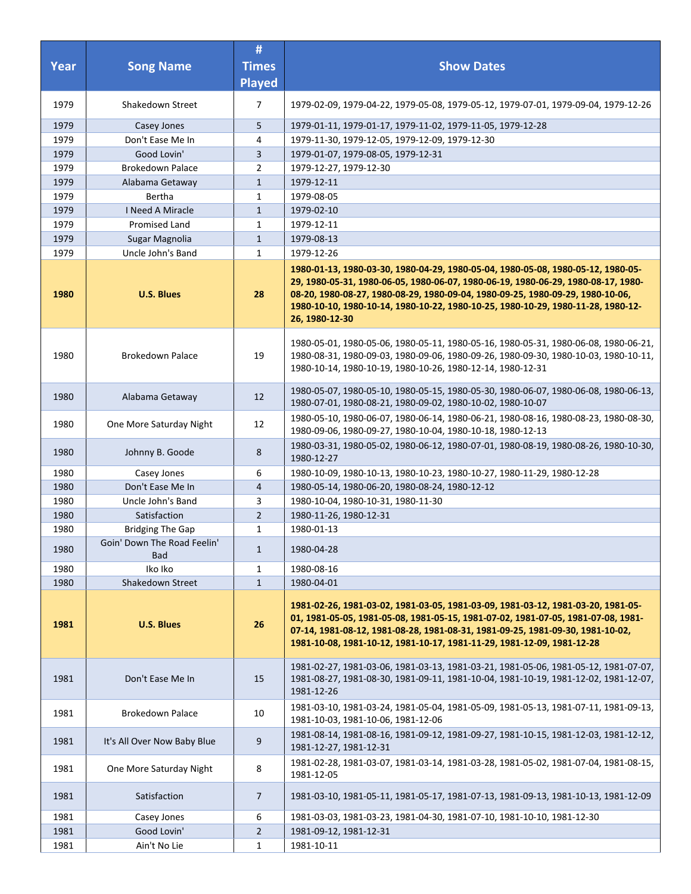| Year | Song Name | # Times Played | Show Dates |
|---|---|---|---|
| 1979 | Shakedown Street | 7 | 1979-02-09, 1979-04-22, 1979-05-08, 1979-05-12, 1979-07-01, 1979-09-04, 1979-12-26 |
| 1979 | Casey Jones | 5 | 1979-01-11, 1979-01-17, 1979-11-02, 1979-11-05, 1979-12-28 |
| 1979 | Don't Ease Me In | 4 | 1979-11-30, 1979-12-05, 1979-12-09, 1979-12-30 |
| 1979 | Good Lovin' | 3 | 1979-01-07, 1979-08-05, 1979-12-31 |
| 1979 | Brokedown Palace | 2 | 1979-12-27, 1979-12-30 |
| 1979 | Alabama Getaway | 1 | 1979-12-11 |
| 1979 | Bertha | 1 | 1979-08-05 |
| 1979 | I Need A Miracle | 1 | 1979-02-10 |
| 1979 | Promised Land | 1 | 1979-12-11 |
| 1979 | Sugar Magnolia | 1 | 1979-08-13 |
| 1979 | Uncle John's Band | 1 | 1979-12-26 |
| **1980** | **U.S. Blues** | **28** | **1980-01-13, 1980-03-30, 1980-04-29, 1980-05-04, 1980-05-08, 1980-05-12, 1980-05-29, 1980-05-31, 1980-06-05, 1980-06-07, 1980-06-19, 1980-06-29, 1980-08-17, 1980-08-20, 1980-08-27, 1980-08-29, 1980-09-04, 1980-09-25, 1980-09-29, 1980-10-06, 1980-10-10, 1980-10-14, 1980-10-22, 1980-10-25, 1980-10-29, 1980-11-28, 1980-12-26, 1980-12-30** |
| 1980 | Brokedown Palace | 19 | 1980-05-01, 1980-05-06, 1980-05-11, 1980-05-16, 1980-05-31, 1980-06-08, 1980-06-21, 1980-08-31, 1980-09-03, 1980-09-06, 1980-09-26, 1980-09-30, 1980-10-03, 1980-10-11, 1980-10-14, 1980-10-19, 1980-10-26, 1980-12-14, 1980-12-31 |
| 1980 | Alabama Getaway | 12 | 1980-05-07, 1980-05-10, 1980-05-15, 1980-05-30, 1980-06-07, 1980-06-08, 1980-06-13, 1980-07-01, 1980-08-21, 1980-09-02, 1980-10-02, 1980-10-07 |
| 1980 | One More Saturday Night | 12 | 1980-05-10, 1980-06-07, 1980-06-14, 1980-06-21, 1980-08-16, 1980-08-23, 1980-08-30, 1980-09-06, 1980-09-27, 1980-10-04, 1980-10-18, 1980-12-13 |
| 1980 | Johnny B. Goode | 8 | 1980-03-31, 1980-05-02, 1980-06-12, 1980-07-01, 1980-08-19, 1980-08-26, 1980-10-30, 1980-12-27 |
| 1980 | Casey Jones | 6 | 1980-10-09, 1980-10-13, 1980-10-23, 1980-10-27, 1980-11-29, 1980-12-28 |
| 1980 | Don't Ease Me In | 4 | 1980-05-14, 1980-06-20, 1980-08-24, 1980-12-12 |
| 1980 | Uncle John's Band | 3 | 1980-10-04, 1980-10-31, 1980-11-30 |
| 1980 | Satisfaction | 2 | 1980-11-26, 1980-12-31 |
| 1980 | Bridging The Gap | 1 | 1980-01-13 |
| 1980 | Goin' Down The Road Feelin' Bad | 1 | 1980-04-28 |
| 1980 | Iko Iko | 1 | 1980-08-16 |
| 1980 | Shakedown Street | 1 | 1980-04-01 |
| **1981** | **U.S. Blues** | **26** | **1981-02-26, 1981-03-02, 1981-03-05, 1981-03-09, 1981-03-12, 1981-03-20, 1981-05-01, 1981-05-05, 1981-05-08, 1981-05-15, 1981-07-02, 1981-07-05, 1981-07-08, 1981-07-14, 1981-08-12, 1981-08-28, 1981-08-31, 1981-09-25, 1981-09-30, 1981-10-02, 1981-10-08, 1981-10-12, 1981-10-17, 1981-11-29, 1981-12-09, 1981-12-28** |
| 1981 | Don't Ease Me In | 15 | 1981-02-27, 1981-03-06, 1981-03-13, 1981-03-21, 1981-05-06, 1981-05-12, 1981-07-07, 1981-08-27, 1981-08-30, 1981-09-11, 1981-10-04, 1981-10-19, 1981-12-02, 1981-12-07, 1981-12-26 |
| 1981 | Brokedown Palace | 10 | 1981-03-10, 1981-03-24, 1981-05-04, 1981-05-09, 1981-05-13, 1981-07-11, 1981-09-13, 1981-10-03, 1981-10-06, 1981-12-06 |
| 1981 | It's All Over Now Baby Blue | 9 | 1981-08-14, 1981-08-16, 1981-09-12, 1981-09-27, 1981-10-15, 1981-12-03, 1981-12-12, 1981-12-27, 1981-12-31 |
| 1981 | One More Saturday Night | 8 | 1981-02-28, 1981-03-07, 1981-03-14, 1981-03-28, 1981-05-02, 1981-07-04, 1981-08-15, 1981-12-05 |
| 1981 | Satisfaction | 7 | 1981-03-10, 1981-05-11, 1981-05-17, 1981-07-13, 1981-09-13, 1981-10-13, 1981-12-09 |
| 1981 | Casey Jones | 6 | 1981-03-03, 1981-03-23, 1981-04-30, 1981-07-10, 1981-10-10, 1981-12-30 |
| 1981 | Good Lovin' | 2 | 1981-09-12, 1981-12-31 |
| 1981 | Ain't No Lie | 1 | 1981-10-11 |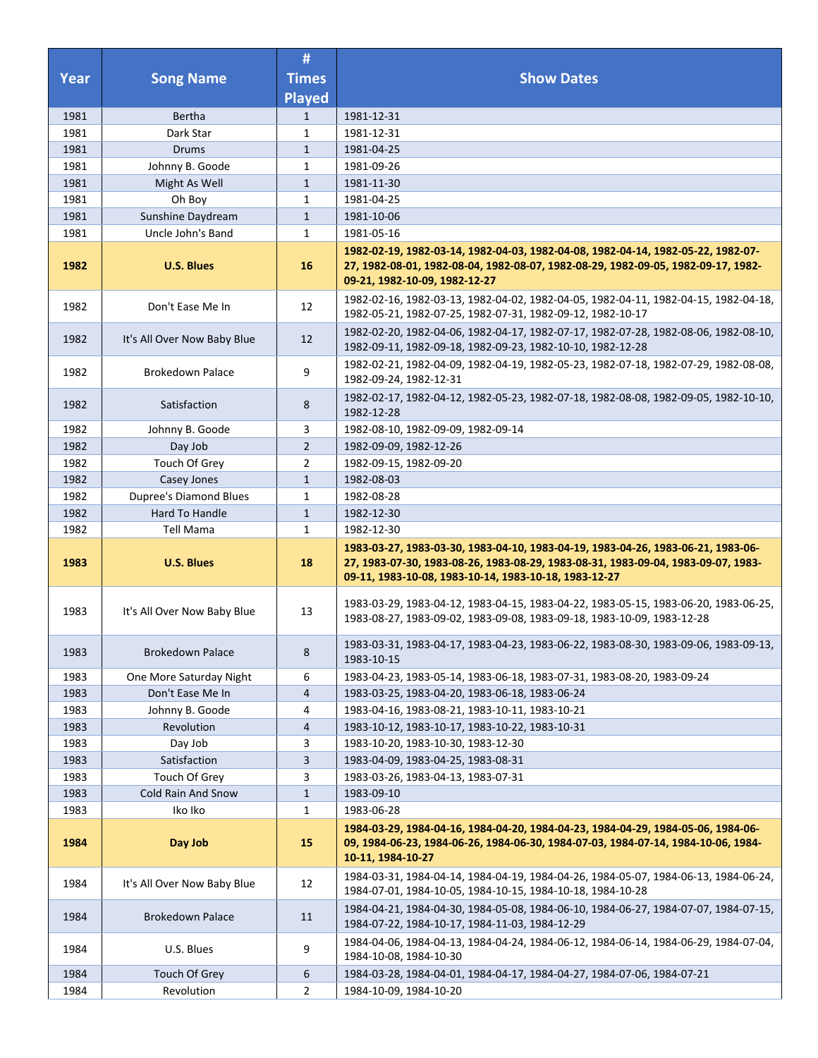| Year | Song Name | # Times Played | Show Dates |
|---|---|---|---|
| 1981 | Bertha | 1 | 1981-12-31 |
| 1981 | Dark Star | 1 | 1981-12-31 |
| 1981 | Drums | 1 | 1981-04-25 |
| 1981 | Johnny B. Goode | 1 | 1981-09-26 |
| 1981 | Might As Well | 1 | 1981-11-30 |
| 1981 | Oh Boy | 1 | 1981-04-25 |
| 1981 | Sunshine Daydream | 1 | 1981-10-06 |
| 1981 | Uncle John's Band | 1 | 1981-05-16 |
| **1982** | **U.S. Blues** | **16** | **1982-02-19, 1982-03-14, 1982-04-03, 1982-04-08, 1982-04-14, 1982-05-22, 1982-07-27, 1982-08-01, 1982-08-04, 1982-08-07, 1982-08-29, 1982-09-05, 1982-09-17, 1982-09-21, 1982-10-09, 1982-12-27** |
| 1982 | Don't Ease Me In | 12 | 1982-02-16, 1982-03-13, 1982-04-02, 1982-04-05, 1982-04-11, 1982-04-15, 1982-04-18, 1982-05-21, 1982-07-25, 1982-07-31, 1982-09-12, 1982-10-17 |
| 1982 | It's All Over Now Baby Blue | 12 | 1982-02-20, 1982-04-06, 1982-04-17, 1982-07-17, 1982-07-28, 1982-08-06, 1982-08-10, 1982-09-11, 1982-09-18, 1982-09-23, 1982-10-10, 1982-12-28 |
| 1982 | Brokedown Palace | 9 | 1982-02-21, 1982-04-09, 1982-04-19, 1982-05-23, 1982-07-18, 1982-07-29, 1982-08-08, 1982-09-24, 1982-12-31 |
| 1982 | Satisfaction | 8 | 1982-02-17, 1982-04-12, 1982-05-23, 1982-07-18, 1982-08-08, 1982-09-05, 1982-10-10, 1982-12-28 |
| 1982 | Johnny B. Goode | 3 | 1982-08-10, 1982-09-09, 1982-09-14 |
| 1982 | Day Job | 2 | 1982-09-09, 1982-12-26 |
| 1982 | Touch Of Grey | 2 | 1982-09-15, 1982-09-20 |
| 1982 | Casey Jones | 1 | 1982-08-03 |
| 1982 | Dupree's Diamond Blues | 1 | 1982-08-28 |
| 1982 | Hard To Handle | 1 | 1982-12-30 |
| 1982 | Tell Mama | 1 | 1982-12-30 |
| **1983** | **U.S. Blues** | **18** | **1983-03-27, 1983-03-30, 1983-04-10, 1983-04-19, 1983-04-26, 1983-06-21, 1983-06-27, 1983-07-30, 1983-08-26, 1983-08-29, 1983-08-31, 1983-09-04, 1983-09-07, 1983-09-11, 1983-10-08, 1983-10-14, 1983-10-18, 1983-12-27** |
| 1983 | It's All Over Now Baby Blue | 13 | 1983-03-29, 1983-04-12, 1983-04-15, 1983-04-22, 1983-05-15, 1983-06-20, 1983-06-25, 1983-08-27, 1983-09-02, 1983-09-08, 1983-09-18, 1983-10-09, 1983-12-28 |
| 1983 | Brokedown Palace | 8 | 1983-03-31, 1983-04-17, 1983-04-23, 1983-06-22, 1983-08-30, 1983-09-06, 1983-09-13, 1983-10-15 |
| 1983 | One More Saturday Night | 6 | 1983-04-23, 1983-05-14, 1983-06-18, 1983-07-31, 1983-08-20, 1983-09-24 |
| 1983 | Don't Ease Me In | 4 | 1983-03-25, 1983-04-20, 1983-06-18, 1983-06-24 |
| 1983 | Johnny B. Goode | 4 | 1983-04-16, 1983-08-21, 1983-10-11, 1983-10-21 |
| 1983 | Revolution | 4 | 1983-10-12, 1983-10-17, 1983-10-22, 1983-10-31 |
| 1983 | Day Job | 3 | 1983-10-20, 1983-10-30, 1983-12-30 |
| 1983 | Satisfaction | 3 | 1983-04-09, 1983-04-25, 1983-08-31 |
| 1983 | Touch Of Grey | 3 | 1983-03-26, 1983-04-13, 1983-07-31 |
| 1983 | Cold Rain And Snow | 1 | 1983-09-10 |
| 1983 | Iko Iko | 1 | 1983-06-28 |
| **1984** | **Day Job** | **15** | **1984-03-29, 1984-04-16, 1984-04-20, 1984-04-23, 1984-04-29, 1984-05-06, 1984-06-09, 1984-06-23, 1984-06-26, 1984-06-30, 1984-07-03, 1984-07-14, 1984-10-06, 1984-10-11, 1984-10-27** |
| 1984 | It's All Over Now Baby Blue | 12 | 1984-03-31, 1984-04-14, 1984-04-19, 1984-04-26, 1984-05-07, 1984-06-13, 1984-06-24, 1984-07-01, 1984-10-05, 1984-10-15, 1984-10-18, 1984-10-28 |
| 1984 | Brokedown Palace | 11 | 1984-04-21, 1984-04-30, 1984-05-08, 1984-06-10, 1984-06-27, 1984-07-07, 1984-07-15, 1984-07-22, 1984-10-17, 1984-11-03, 1984-12-29 |
| 1984 | U.S. Blues | 9 | 1984-04-06, 1984-04-13, 1984-04-24, 1984-06-12, 1984-06-14, 1984-06-29, 1984-07-04, 1984-10-08, 1984-10-30 |
| 1984 | Touch Of Grey | 6 | 1984-03-28, 1984-04-01, 1984-04-17, 1984-04-27, 1984-07-06, 1984-07-21 |
| 1984 | Revolution | 2 | 1984-10-09, 1984-10-20 |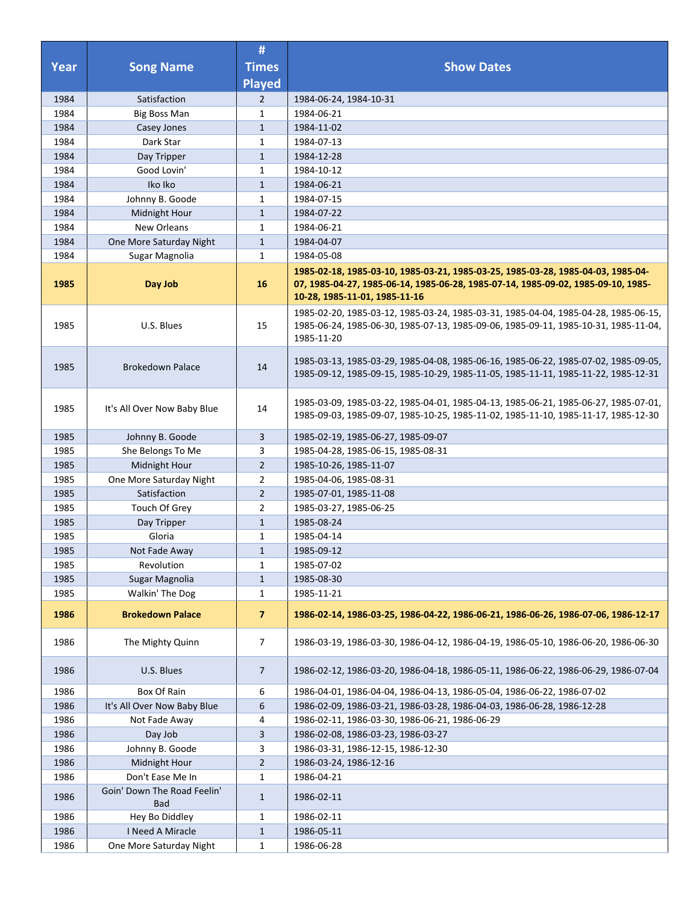| Year | Song Name | # Times Played | Show Dates |
|---|---|---|---|
| 1984 | Satisfaction | 2 | 1984-06-24, 1984-10-31 |
| 1984 | Big Boss Man | 1 | 1984-06-21 |
| 1984 | Casey Jones | 1 | 1984-11-02 |
| 1984 | Dark Star | 1 | 1984-07-13 |
| 1984 | Day Tripper | 1 | 1984-12-28 |
| 1984 | Good Lovin' | 1 | 1984-10-12 |
| 1984 | Iko Iko | 1 | 1984-06-21 |
| 1984 | Johnny B. Goode | 1 | 1984-07-15 |
| 1984 | Midnight Hour | 1 | 1984-07-22 |
| 1984 | New Orleans | 1 | 1984-06-21 |
| 1984 | One More Saturday Night | 1 | 1984-04-07 |
| 1984 | Sugar Magnolia | 1 | 1984-05-08 |
| **1985** | **Day Job** | **16** | **1985-02-18, 1985-03-10, 1985-03-21, 1985-03-25, 1985-03-28, 1985-04-03, 1985-04-07, 1985-04-27, 1985-06-14, 1985-06-28, 1985-07-14, 1985-09-02, 1985-09-10, 1985-10-28, 1985-11-01, 1985-11-16** |
| 1985 | U.S. Blues | 15 | 1985-02-20, 1985-03-12, 1985-03-24, 1985-03-31, 1985-04-04, 1985-04-28, 1985-06-15, 1985-06-24, 1985-06-30, 1985-07-13, 1985-09-06, 1985-09-11, 1985-10-31, 1985-11-04, 1985-11-20 |
| 1985 | Brokedown Palace | 14 | 1985-03-13, 1985-03-29, 1985-04-08, 1985-06-16, 1985-06-22, 1985-07-02, 1985-09-05, 1985-09-12, 1985-09-15, 1985-10-29, 1985-11-05, 1985-11-11, 1985-11-22, 1985-12-31 |
| 1985 | It's All Over Now Baby Blue | 14 | 1985-03-09, 1985-03-22, 1985-04-01, 1985-04-13, 1985-06-21, 1985-06-27, 1985-07-01, 1985-09-03, 1985-09-07, 1985-10-25, 1985-11-02, 1985-11-10, 1985-11-17, 1985-12-30 |
| 1985 | Johnny B. Goode | 3 | 1985-02-19, 1985-06-27, 1985-09-07 |
| 1985 | She Belongs To Me | 3 | 1985-04-28, 1985-06-15, 1985-08-31 |
| 1985 | Midnight Hour | 2 | 1985-10-26, 1985-11-07 |
| 1985 | One More Saturday Night | 2 | 1985-04-06, 1985-08-31 |
| 1985 | Satisfaction | 2 | 1985-07-01, 1985-11-08 |
| 1985 | Touch Of Grey | 2 | 1985-03-27, 1985-06-25 |
| 1985 | Day Tripper | 1 | 1985-08-24 |
| 1985 | Gloria | 1 | 1985-04-14 |
| 1985 | Not Fade Away | 1 | 1985-09-12 |
| 1985 | Revolution | 1 | 1985-07-02 |
| 1985 | Sugar Magnolia | 1 | 1985-08-30 |
| 1985 | Walkin' The Dog | 1 | 1985-11-21 |
| **1986** | **Brokedown Palace** | **7** | **1986-02-14, 1986-03-25, 1986-04-22, 1986-06-21, 1986-06-26, 1986-07-06, 1986-12-17** |
| 1986 | The Mighty Quinn | 7 | 1986-03-19, 1986-03-30, 1986-04-12, 1986-04-19, 1986-05-10, 1986-06-20, 1986-06-30 |
| 1986 | U.S. Blues | 7 | 1986-02-12, 1986-03-20, 1986-04-18, 1986-05-11, 1986-06-22, 1986-06-29, 1986-07-04 |
| 1986 | Box Of Rain | 6 | 1986-04-01, 1986-04-04, 1986-04-13, 1986-05-04, 1986-06-22, 1986-07-02 |
| 1986 | It's All Over Now Baby Blue | 6 | 1986-02-09, 1986-03-21, 1986-03-28, 1986-04-03, 1986-06-28, 1986-12-28 |
| 1986 | Not Fade Away | 4 | 1986-02-11, 1986-03-30, 1986-06-21, 1986-06-29 |
| 1986 | Day Job | 3 | 1986-02-08, 1986-03-23, 1986-03-27 |
| 1986 | Johnny B. Goode | 3 | 1986-03-31, 1986-12-15, 1986-12-30 |
| 1986 | Midnight Hour | 2 | 1986-03-24, 1986-12-16 |
| 1986 | Don't Ease Me In | 1 | 1986-04-21 |
| 1986 | Goin' Down The Road Feelin' Bad | 1 | 1986-02-11 |
| 1986 | Hey Bo Diddley | 1 | 1986-02-11 |
| 1986 | I Need A Miracle | 1 | 1986-05-11 |
| 1986 | One More Saturday Night | 1 | 1986-06-28 |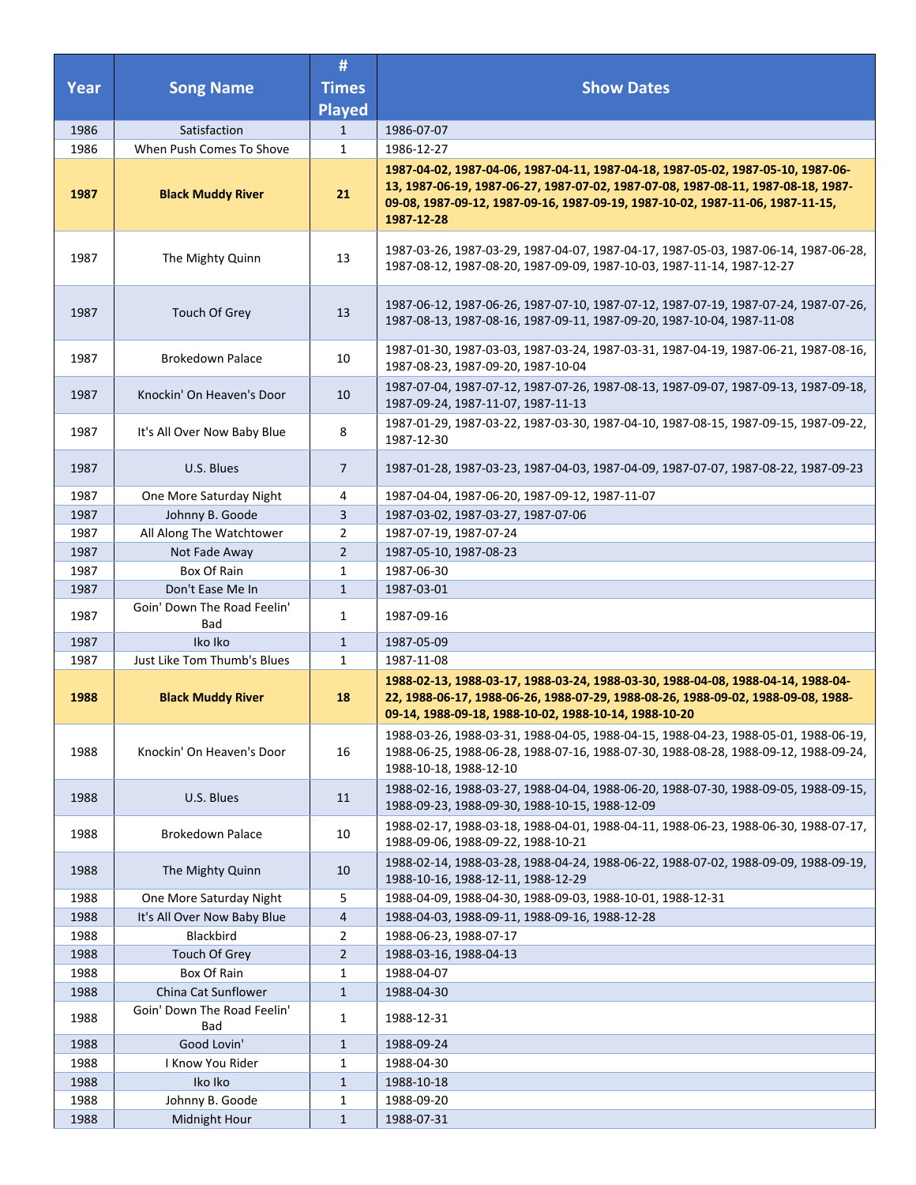| Year | Song Name | # Times Played | Show Dates |
|---|---|---|---|
| 1986 | Satisfaction | 1 | 1986-07-07 |
| 1986 | When Push Comes To Shove | 1 | 1986-12-27 |
| **1987** | **Black Muddy River** | **21** | **1987-04-02, 1987-04-06, 1987-04-11, 1987-04-18, 1987-05-02, 1987-05-10, 1987-06-13, 1987-06-19, 1987-06-27, 1987-07-02, 1987-07-08, 1987-08-11, 1987-08-18, 1987-09-08, 1987-09-12, 1987-09-16, 1987-09-19, 1987-10-02, 1987-11-06, 1987-11-15, 1987-12-28** |
| 1987 | The Mighty Quinn | 13 | 1987-03-26, 1987-03-29, 1987-04-07, 1987-04-17, 1987-05-03, 1987-06-14, 1987-06-28, 1987-08-12, 1987-08-20, 1987-09-09, 1987-10-03, 1987-11-14, 1987-12-27 |
| 1987 | Touch Of Grey | 13 | 1987-06-12, 1987-06-26, 1987-07-10, 1987-07-12, 1987-07-19, 1987-07-24, 1987-07-26, 1987-08-13, 1987-08-16, 1987-09-11, 1987-09-20, 1987-10-04, 1987-11-08 |
| 1987 | Brokedown Palace | 10 | 1987-01-30, 1987-03-03, 1987-03-24, 1987-03-31, 1987-04-19, 1987-06-21, 1987-08-16, 1987-08-23, 1987-09-20, 1987-10-04 |
| 1987 | Knockin' On Heaven's Door | 10 | 1987-07-04, 1987-07-12, 1987-07-26, 1987-08-13, 1987-09-07, 1987-09-13, 1987-09-18, 1987-09-24, 1987-11-07, 1987-11-13 |
| 1987 | It's All Over Now Baby Blue | 8 | 1987-01-29, 1987-03-22, 1987-03-30, 1987-04-10, 1987-08-15, 1987-09-15, 1987-09-22, 1987-12-30 |
| 1987 | U.S. Blues | 7 | 1987-01-28, 1987-03-23, 1987-04-03, 1987-04-09, 1987-07-07, 1987-08-22, 1987-09-23 |
| 1987 | One More Saturday Night | 4 | 1987-04-04, 1987-06-20, 1987-09-12, 1987-11-07 |
| 1987 | Johnny B. Goode | 3 | 1987-03-02, 1987-03-27, 1987-07-06 |
| 1987 | All Along The Watchtower | 2 | 1987-07-19, 1987-07-24 |
| 1987 | Not Fade Away | 2 | 1987-05-10, 1987-08-23 |
| 1987 | Box Of Rain | 1 | 1987-06-30 |
| 1987 | Don't Ease Me In | 1 | 1987-03-01 |
| 1987 | Goin' Down The Road Feelin' Bad | 1 | 1987-09-16 |
| 1987 | Iko Iko | 1 | 1987-05-09 |
| 1987 | Just Like Tom Thumb's Blues | 1 | 1987-11-08 |
| **1988** | **Black Muddy River** | **18** | **1988-02-13, 1988-03-17, 1988-03-24, 1988-03-30, 1988-04-08, 1988-04-14, 1988-04-22, 1988-06-17, 1988-06-26, 1988-07-29, 1988-08-26, 1988-09-02, 1988-09-08, 1988-09-14, 1988-09-18, 1988-10-02, 1988-10-14, 1988-10-20** |
| 1988 | Knockin' On Heaven's Door | 16 | 1988-03-26, 1988-03-31, 1988-04-05, 1988-04-15, 1988-04-23, 1988-05-01, 1988-06-19, 1988-06-25, 1988-06-28, 1988-07-16, 1988-07-30, 1988-08-28, 1988-09-12, 1988-09-24, 1988-10-18, 1988-12-10 |
| 1988 | U.S. Blues | 11 | 1988-02-16, 1988-03-27, 1988-04-04, 1988-06-20, 1988-07-30, 1988-09-05, 1988-09-15, 1988-09-23, 1988-09-30, 1988-10-15, 1988-12-09 |
| 1988 | Brokedown Palace | 10 | 1988-02-17, 1988-03-18, 1988-04-01, 1988-04-11, 1988-06-23, 1988-06-30, 1988-07-17, 1988-09-06, 1988-09-22, 1988-10-21 |
| 1988 | The Mighty Quinn | 10 | 1988-02-14, 1988-03-28, 1988-04-24, 1988-06-22, 1988-07-02, 1988-09-09, 1988-09-19, 1988-10-16, 1988-12-11, 1988-12-29 |
| 1988 | One More Saturday Night | 5 | 1988-04-09, 1988-04-30, 1988-09-03, 1988-10-01, 1988-12-31 |
| 1988 | It's All Over Now Baby Blue | 4 | 1988-04-03, 1988-09-11, 1988-09-16, 1988-12-28 |
| 1988 | Blackbird | 2 | 1988-06-23, 1988-07-17 |
| 1988 | Touch Of Grey | 2 | 1988-03-16, 1988-04-13 |
| 1988 | Box Of Rain | 1 | 1988-04-07 |
| 1988 | China Cat Sunflower | 1 | 1988-04-30 |
| 1988 | Goin' Down The Road Feelin' Bad | 1 | 1988-12-31 |
| 1988 | Good Lovin' | 1 | 1988-09-24 |
| 1988 | I Know You Rider | 1 | 1988-04-30 |
| 1988 | Iko Iko | 1 | 1988-10-18 |
| 1988 | Johnny B. Goode | 1 | 1988-09-20 |
| 1988 | Midnight Hour | 1 | 1988-07-31 |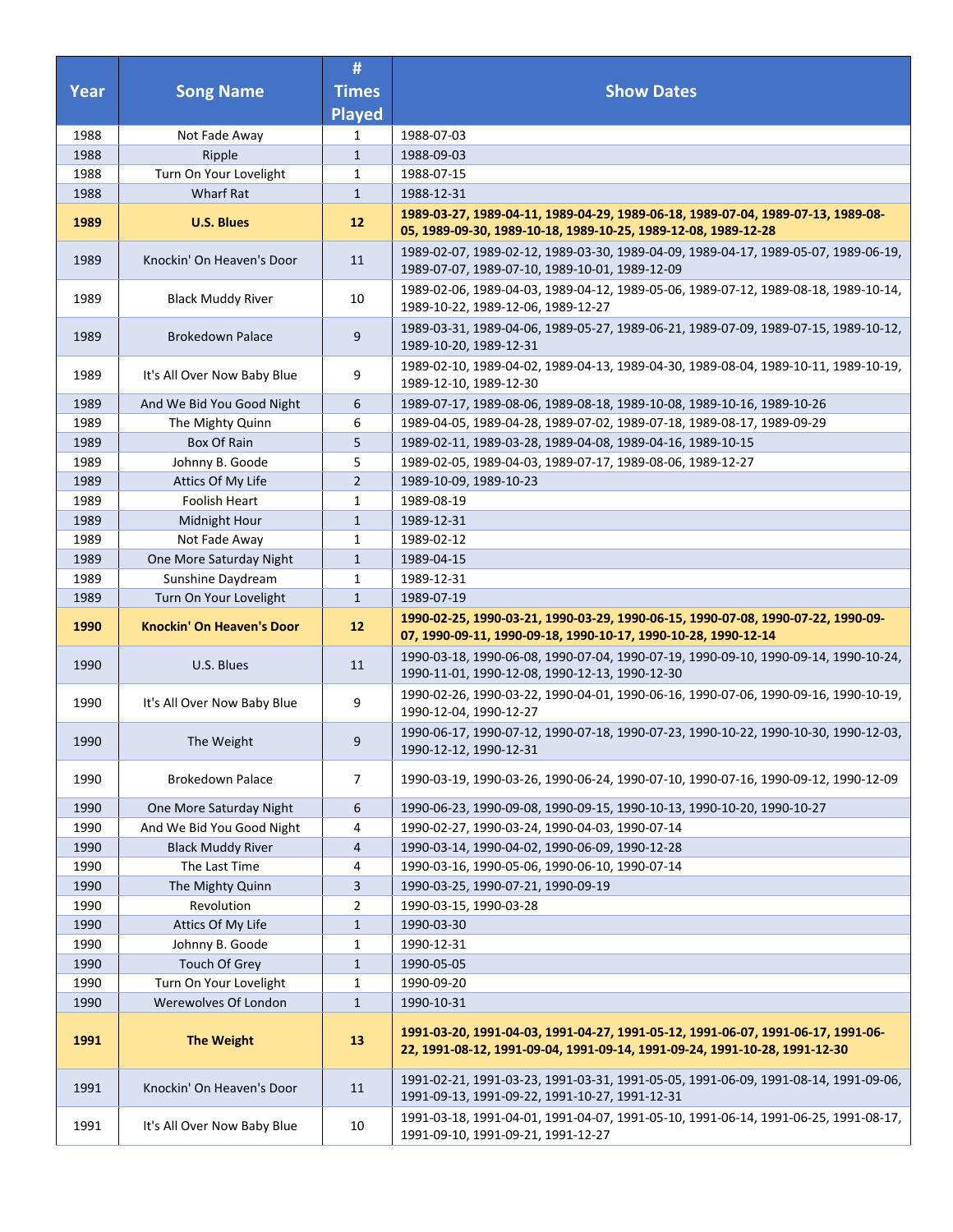| Year | Song Name | # Times Played | Show Dates |
|---|---|---|---|
| 1988 | Not Fade Away | 1 | 1988-07-03 |
| 1988 | Ripple | 1 | 1988-09-03 |
| 1988 | Turn On Your Lovelight | 1 | 1988-07-15 |
| 1988 | Wharf Rat | 1 | 1988-12-31 |
| **1989** | **U.S. Blues** | **12** | **1989-03-27, 1989-04-11, 1989-04-29, 1989-06-18, 1989-07-04, 1989-07-13, 1989-08-05, 1989-09-30, 1989-10-18, 1989-10-25, 1989-12-08, 1989-12-28** |
| 1989 | Knockin' On Heaven's Door | 11 | 1989-02-07, 1989-02-12, 1989-03-30, 1989-04-09, 1989-04-17, 1989-05-07, 1989-06-19, 1989-07-07, 1989-07-10, 1989-10-01, 1989-12-09 |
| 1989 | Black Muddy River | 10 | 1989-02-06, 1989-04-03, 1989-04-12, 1989-05-06, 1989-07-12, 1989-08-18, 1989-10-14, 1989-10-22, 1989-12-06, 1989-12-27 |
| 1989 | Brokedown Palace | 9 | 1989-03-31, 1989-04-06, 1989-05-27, 1989-06-21, 1989-07-09, 1989-07-15, 1989-10-12, 1989-10-20, 1989-12-31 |
| 1989 | It's All Over Now Baby Blue | 9 | 1989-02-10, 1989-04-02, 1989-04-13, 1989-04-30, 1989-08-04, 1989-10-11, 1989-10-19, 1989-12-10, 1989-12-30 |
| 1989 | And We Bid You Good Night | 6 | 1989-07-17, 1989-08-06, 1989-08-18, 1989-10-08, 1989-10-16, 1989-10-26 |
| 1989 | The Mighty Quinn | 6 | 1989-04-05, 1989-04-28, 1989-07-02, 1989-07-18, 1989-08-17, 1989-09-29 |
| 1989 | Box Of Rain | 5 | 1989-02-11, 1989-03-28, 1989-04-08, 1989-04-16, 1989-10-15 |
| 1989 | Johnny B. Goode | 5 | 1989-02-05, 1989-04-03, 1989-07-17, 1989-08-06, 1989-12-27 |
| 1989 | Attics Of My Life | 2 | 1989-10-09, 1989-10-23 |
| 1989 | Foolish Heart | 1 | 1989-08-19 |
| 1989 | Midnight Hour | 1 | 1989-12-31 |
| 1989 | Not Fade Away | 1 | 1989-02-12 |
| 1989 | One More Saturday Night | 1 | 1989-04-15 |
| 1989 | Sunshine Daydream | 1 | 1989-12-31 |
| 1989 | Turn On Your Lovelight | 1 | 1989-07-19 |
| **1990** | **Knockin' On Heaven's Door** | **12** | **1990-02-25, 1990-03-21, 1990-03-29, 1990-06-15, 1990-07-08, 1990-07-22, 1990-09-07, 1990-09-11, 1990-09-18, 1990-10-17, 1990-10-28, 1990-12-14** |
| 1990 | U.S. Blues | 11 | 1990-03-18, 1990-06-08, 1990-07-04, 1990-07-19, 1990-09-10, 1990-09-14, 1990-10-24, 1990-11-01, 1990-12-08, 1990-12-13, 1990-12-30 |
| 1990 | It's All Over Now Baby Blue | 9 | 1990-02-26, 1990-03-22, 1990-04-01, 1990-06-16, 1990-07-06, 1990-09-16, 1990-10-19, 1990-12-04, 1990-12-27 |
| 1990 | The Weight | 9 | 1990-06-17, 1990-07-12, 1990-07-18, 1990-07-23, 1990-10-22, 1990-10-30, 1990-12-03, 1990-12-12, 1990-12-31 |
| 1990 | Brokedown Palace | 7 | 1990-03-19, 1990-03-26, 1990-06-24, 1990-07-10, 1990-07-16, 1990-09-12, 1990-12-09 |
| 1990 | One More Saturday Night | 6 | 1990-06-23, 1990-09-08, 1990-09-15, 1990-10-13, 1990-10-20, 1990-10-27 |
| 1990 | And We Bid You Good Night | 4 | 1990-02-27, 1990-03-24, 1990-04-03, 1990-07-14 |
| 1990 | Black Muddy River | 4 | 1990-03-14, 1990-04-02, 1990-06-09, 1990-12-28 |
| 1990 | The Last Time | 4 | 1990-03-16, 1990-05-06, 1990-06-10, 1990-07-14 |
| 1990 | The Mighty Quinn | 3 | 1990-03-25, 1990-07-21, 1990-09-19 |
| 1990 | Revolution | 2 | 1990-03-15, 1990-03-28 |
| 1990 | Attics Of My Life | 1 | 1990-03-30 |
| 1990 | Johnny B. Goode | 1 | 1990-12-31 |
| 1990 | Touch Of Grey | 1 | 1990-05-05 |
| 1990 | Turn On Your Lovelight | 1 | 1990-09-20 |
| 1990 | Werewolves Of London | 1 | 1990-10-31 |
| **1991** | **The Weight** | **13** | **1991-03-20, 1991-04-03, 1991-04-27, 1991-05-12, 1991-06-07, 1991-06-17, 1991-06-22, 1991-08-12, 1991-09-04, 1991-09-14, 1991-09-24, 1991-10-28, 1991-12-30** |
| 1991 | Knockin' On Heaven's Door | 11 | 1991-02-21, 1991-03-23, 1991-03-31, 1991-05-05, 1991-06-09, 1991-08-14, 1991-09-06, 1991-09-13, 1991-09-22, 1991-10-27, 1991-12-31 |
| 1991 | It's All Over Now Baby Blue | 10 | 1991-03-18, 1991-04-01, 1991-04-07, 1991-05-10, 1991-06-14, 1991-06-25, 1991-08-17, 1991-09-10, 1991-09-21, 1991-12-27 |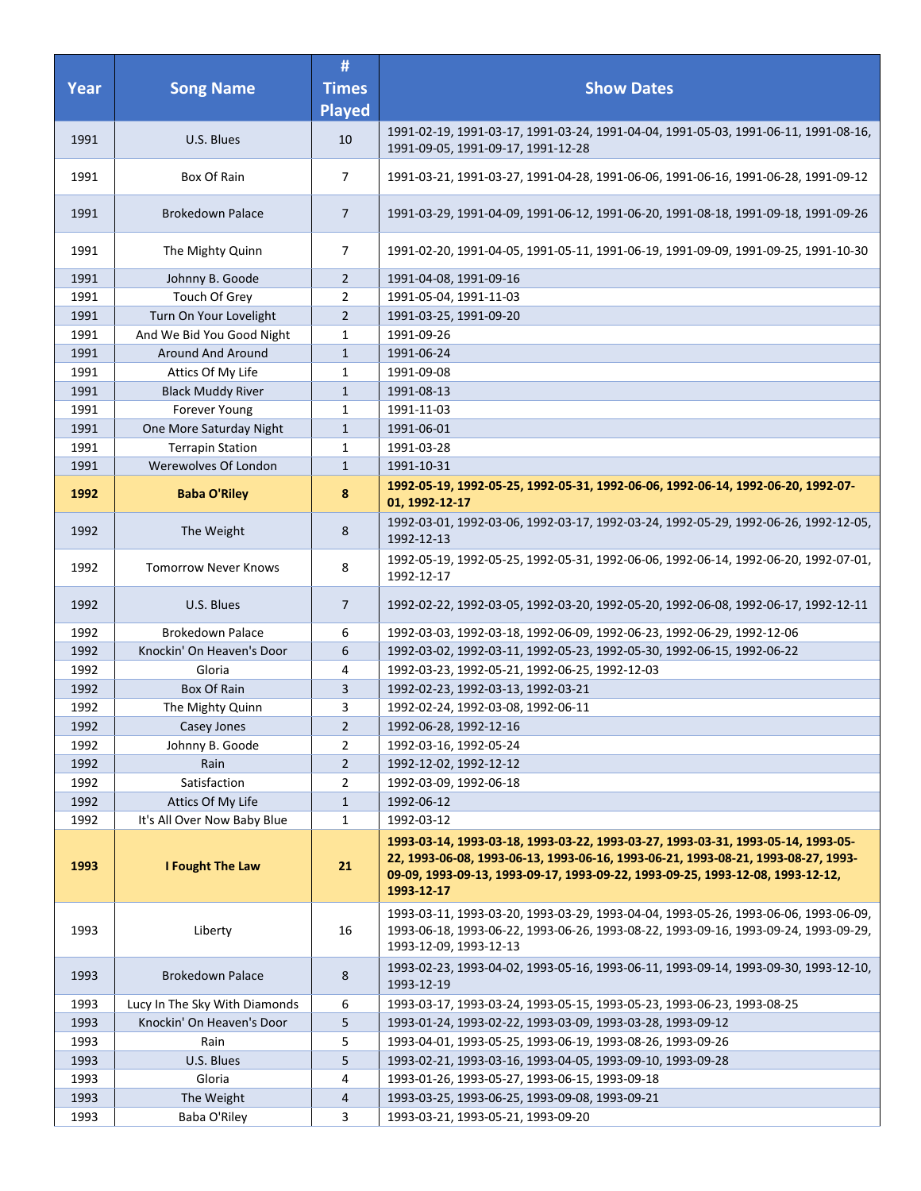| Year | Song Name | # Times Played | Show Dates |
|---|---|---|---|
| 1991 | U.S. Blues | 10 | 1991-02-19, 1991-03-17, 1991-03-24, 1991-04-04, 1991-05-03, 1991-06-11, 1991-08-16, 1991-09-05, 1991-09-17, 1991-12-28 |
| 1991 | Box Of Rain | 7 | 1991-03-21, 1991-03-27, 1991-04-28, 1991-06-06, 1991-06-16, 1991-06-28, 1991-09-12 |
| 1991 | Brokedown Palace | 7 | 1991-03-29, 1991-04-09, 1991-06-12, 1991-06-20, 1991-08-18, 1991-09-18, 1991-09-26 |
| 1991 | The Mighty Quinn | 7 | 1991-02-20, 1991-04-05, 1991-05-11, 1991-06-19, 1991-09-09, 1991-09-25, 1991-10-30 |
| 1991 | Johnny B. Goode | 2 | 1991-04-08, 1991-09-16 |
| 1991 | Touch Of Grey | 2 | 1991-05-04, 1991-11-03 |
| 1991 | Turn On Your Lovelight | 2 | 1991-03-25, 1991-09-20 |
| 1991 | And We Bid You Good Night | 1 | 1991-09-26 |
| 1991 | Around And Around | 1 | 1991-06-24 |
| 1991 | Attics Of My Life | 1 | 1991-09-08 |
| 1991 | Black Muddy River | 1 | 1991-08-13 |
| 1991 | Forever Young | 1 | 1991-11-03 |
| 1991 | One More Saturday Night | 1 | 1991-06-01 |
| 1991 | Terrapin Station | 1 | 1991-03-28 |
| 1991 | Werewolves Of London | 1 | 1991-10-31 |
| **1992** | **Baba O'Riley** | **8** | **1992-05-19, 1992-05-25, 1992-05-31, 1992-06-06, 1992-06-14, 1992-06-20, 1992-07-01, 1992-12-17** |
| 1992 | The Weight | 8 | 1992-03-01, 1992-03-06, 1992-03-17, 1992-03-24, 1992-05-29, 1992-06-26, 1992-12-05, 1992-12-13 |
| 1992 | Tomorrow Never Knows | 8 | 1992-05-19, 1992-05-25, 1992-05-31, 1992-06-06, 1992-06-14, 1992-06-20, 1992-07-01, 1992-12-17 |
| 1992 | U.S. Blues | 7 | 1992-02-22, 1992-03-05, 1992-03-20, 1992-05-20, 1992-06-08, 1992-06-17, 1992-12-11 |
| 1992 | Brokedown Palace | 6 | 1992-03-03, 1992-03-18, 1992-06-09, 1992-06-23, 1992-06-29, 1992-12-06 |
| 1992 | Knockin' On Heaven's Door | 6 | 1992-03-02, 1992-03-11, 1992-05-23, 1992-05-30, 1992-06-15, 1992-06-22 |
| 1992 | Gloria | 4 | 1992-03-23, 1992-05-21, 1992-06-25, 1992-12-03 |
| 1992 | Box Of Rain | 3 | 1992-02-23, 1992-03-13, 1992-03-21 |
| 1992 | The Mighty Quinn | 3 | 1992-02-24, 1992-03-08, 1992-06-11 |
| 1992 | Casey Jones | 2 | 1992-06-28, 1992-12-16 |
| 1992 | Johnny B. Goode | 2 | 1992-03-16, 1992-05-24 |
| 1992 | Rain | 2 | 1992-12-02, 1992-12-12 |
| 1992 | Satisfaction | 2 | 1992-03-09, 1992-06-18 |
| 1992 | Attics Of My Life | 1 | 1992-06-12 |
| 1992 | It's All Over Now Baby Blue | 1 | 1992-03-12 |
| **1993** | **I Fought The Law** | **21** | **1993-03-14, 1993-03-18, 1993-03-22, 1993-03-27, 1993-03-31, 1993-05-14, 1993-05-22, 1993-06-08, 1993-06-13, 1993-06-16, 1993-06-21, 1993-08-21, 1993-08-27, 1993-09-09, 1993-09-13, 1993-09-17, 1993-09-22, 1993-09-25, 1993-12-08, 1993-12-12, 1993-12-17** |
| 1993 | Liberty | 16 | 1993-03-11, 1993-03-20, 1993-03-29, 1993-04-04, 1993-05-26, 1993-06-06, 1993-06-09, 1993-06-18, 1993-06-22, 1993-06-26, 1993-08-22, 1993-09-16, 1993-09-24, 1993-09-29, 1993-12-09, 1993-12-13 |
| 1993 | Brokedown Palace | 8 | 1993-02-23, 1993-04-02, 1993-05-16, 1993-06-11, 1993-09-14, 1993-09-30, 1993-12-10, 1993-12-19 |
| 1993 | Lucy In The Sky With Diamonds | 6 | 1993-03-17, 1993-03-24, 1993-05-15, 1993-05-23, 1993-06-23, 1993-08-25 |
| 1993 | Knockin' On Heaven's Door | 5 | 1993-01-24, 1993-02-22, 1993-03-09, 1993-03-28, 1993-09-12 |
| 1993 | Rain | 5 | 1993-04-01, 1993-05-25, 1993-06-19, 1993-08-26, 1993-09-26 |
| 1993 | U.S. Blues | 5 | 1993-02-21, 1993-03-16, 1993-04-05, 1993-09-10, 1993-09-28 |
| 1993 | Gloria | 4 | 1993-01-26, 1993-05-27, 1993-06-15, 1993-09-18 |
| 1993 | The Weight | 4 | 1993-03-25, 1993-06-25, 1993-09-08, 1993-09-21 |
| 1993 | Baba O'Riley | 3 | 1993-03-21, 1993-05-21, 1993-09-20 |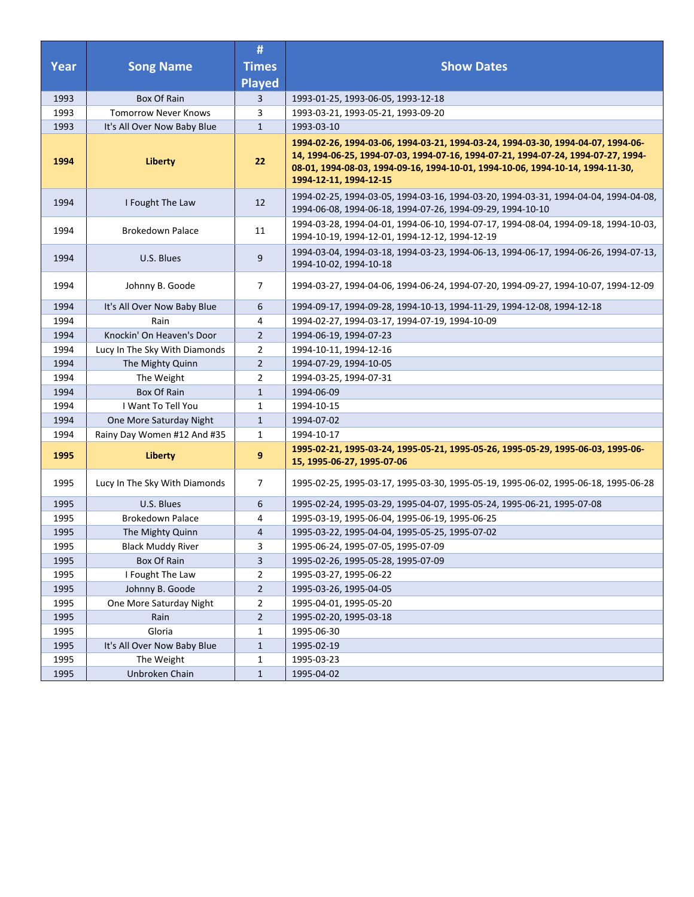| Year | Song Name | # Times Played | Show Dates |
|---|---|---|---|
| 1993 | Box Of Rain | 3 | 1993-01-25, 1993-06-05, 1993-12-18 |
| 1993 | Tomorrow Never Knows | 3 | 1993-03-21, 1993-05-21, 1993-09-20 |
| 1993 | It's All Over Now Baby Blue | 1 | 1993-03-10 |
| **1994** | **Liberty** | **22** | **1994-02-26, 1994-03-06, 1994-03-21, 1994-03-24, 1994-03-30, 1994-04-07, 1994-06-14, 1994-06-25, 1994-07-03, 1994-07-16, 1994-07-21, 1994-07-24, 1994-07-27, 1994-08-01, 1994-08-03, 1994-09-16, 1994-10-01, 1994-10-06, 1994-10-14, 1994-11-30, 1994-12-11, 1994-12-15** |
| 1994 | I Fought The Law | 12 | 1994-02-25, 1994-03-05, 1994-03-16, 1994-03-20, 1994-03-31, 1994-04-04, 1994-04-08, 1994-06-08, 1994-06-18, 1994-07-26, 1994-09-29, 1994-10-10 |
| 1994 | Brokedown Palace | 11 | 1994-03-28, 1994-04-01, 1994-06-10, 1994-07-17, 1994-08-04, 1994-09-18, 1994-10-03, 1994-10-19, 1994-12-01, 1994-12-12, 1994-12-19 |
| 1994 | U.S. Blues | 9 | 1994-03-04, 1994-03-18, 1994-03-23, 1994-06-13, 1994-06-17, 1994-06-26, 1994-07-13, 1994-10-02, 1994-10-18 |
| 1994 | Johnny B. Goode | 7 | 1994-03-27, 1994-04-06, 1994-06-24, 1994-07-20, 1994-09-27, 1994-10-07, 1994-12-09 |
| 1994 | It's All Over Now Baby Blue | 6 | 1994-09-17, 1994-09-28, 1994-10-13, 1994-11-29, 1994-12-08, 1994-12-18 |
| 1994 | Rain | 4 | 1994-02-27, 1994-03-17, 1994-07-19, 1994-10-09 |
| 1994 | Knockin' On Heaven's Door | 2 | 1994-06-19, 1994-07-23 |
| 1994 | Lucy In The Sky With Diamonds | 2 | 1994-10-11, 1994-12-16 |
| 1994 | The Mighty Quinn | 2 | 1994-07-29, 1994-10-05 |
| 1994 | The Weight | 2 | 1994-03-25, 1994-07-31 |
| 1994 | Box Of Rain | 1 | 1994-06-09 |
| 1994 | I Want To Tell You | 1 | 1994-10-15 |
| 1994 | One More Saturday Night | 1 | 1994-07-02 |
| 1994 | Rainy Day Women #12 And #35 | 1 | 1994-10-17 |
| **1995** | **Liberty** | **9** | **1995-02-21, 1995-03-24, 1995-05-21, 1995-05-26, 1995-05-29, 1995-06-03, 1995-06-15, 1995-06-27, 1995-07-06** |
| 1995 | Lucy In The Sky With Diamonds | 7 | 1995-02-25, 1995-03-17, 1995-03-30, 1995-05-19, 1995-06-02, 1995-06-18, 1995-06-28 |
| 1995 | U.S. Blues | 6 | 1995-02-24, 1995-03-29, 1995-04-07, 1995-05-24, 1995-06-21, 1995-07-08 |
| 1995 | Brokedown Palace | 4 | 1995-03-19, 1995-06-04, 1995-06-19, 1995-06-25 |
| 1995 | The Mighty Quinn | 4 | 1995-03-22, 1995-04-04, 1995-05-25, 1995-07-02 |
| 1995 | Black Muddy River | 3 | 1995-06-24, 1995-07-05, 1995-07-09 |
| 1995 | Box Of Rain | 3 | 1995-02-26, 1995-05-28, 1995-07-09 |
| 1995 | I Fought The Law | 2 | 1995-03-27, 1995-06-22 |
| 1995 | Johnny B. Goode | 2 | 1995-03-26, 1995-04-05 |
| 1995 | One More Saturday Night | 2 | 1995-04-01, 1995-05-20 |
| 1995 | Rain | 2 | 1995-02-20, 1995-03-18 |
| 1995 | Gloria | 1 | 1995-06-30 |
| 1995 | It's All Over Now Baby Blue | 1 | 1995-02-19 |
| 1995 | The Weight | 1 | 1995-03-23 |
| 1995 | Unbroken Chain | 1 | 1995-04-02 |